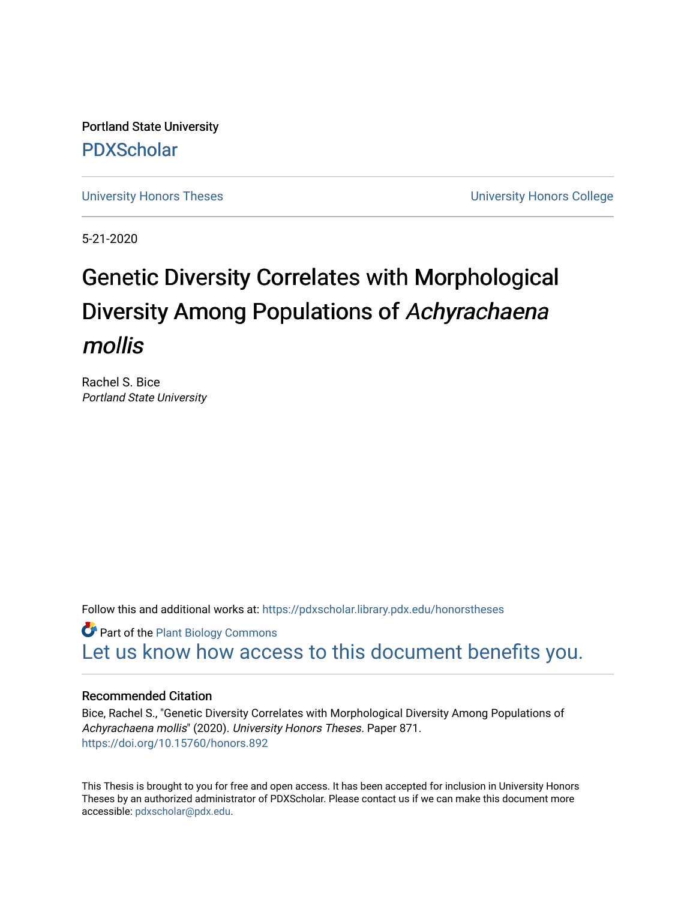Portland State University

[PDXScholar](https://pdxscholar.library.pdx.edu/)

University Honors Theses | University Honors College

5-21-2020

# Genetic Diversity Correlates with Morphological Diversity Among Populations of *Achyrachaena mollis*

Rachel S. Bice
*Portland State University*

Follow this and additional works at: https://pdxscholar.library.pdx.edu/honorstheses

Part of the Plant Biology Commons

Let us know how access to this document benefits you.

### Recommended Citation

Bice, Rachel S., "Genetic Diversity Correlates with Morphological Diversity Among Populations of *Achyrachaena mollis*" (2020). *University Honors Theses.* Paper 871.
https://doi.org/10.15760/honors.892

This Thesis is brought to you for free and open access. It has been accepted for inclusion in University Honors Theses by an authorized administrator of PDXScholar. Please contact us if we can make this document more accessible: pdxscholar@pdx.edu.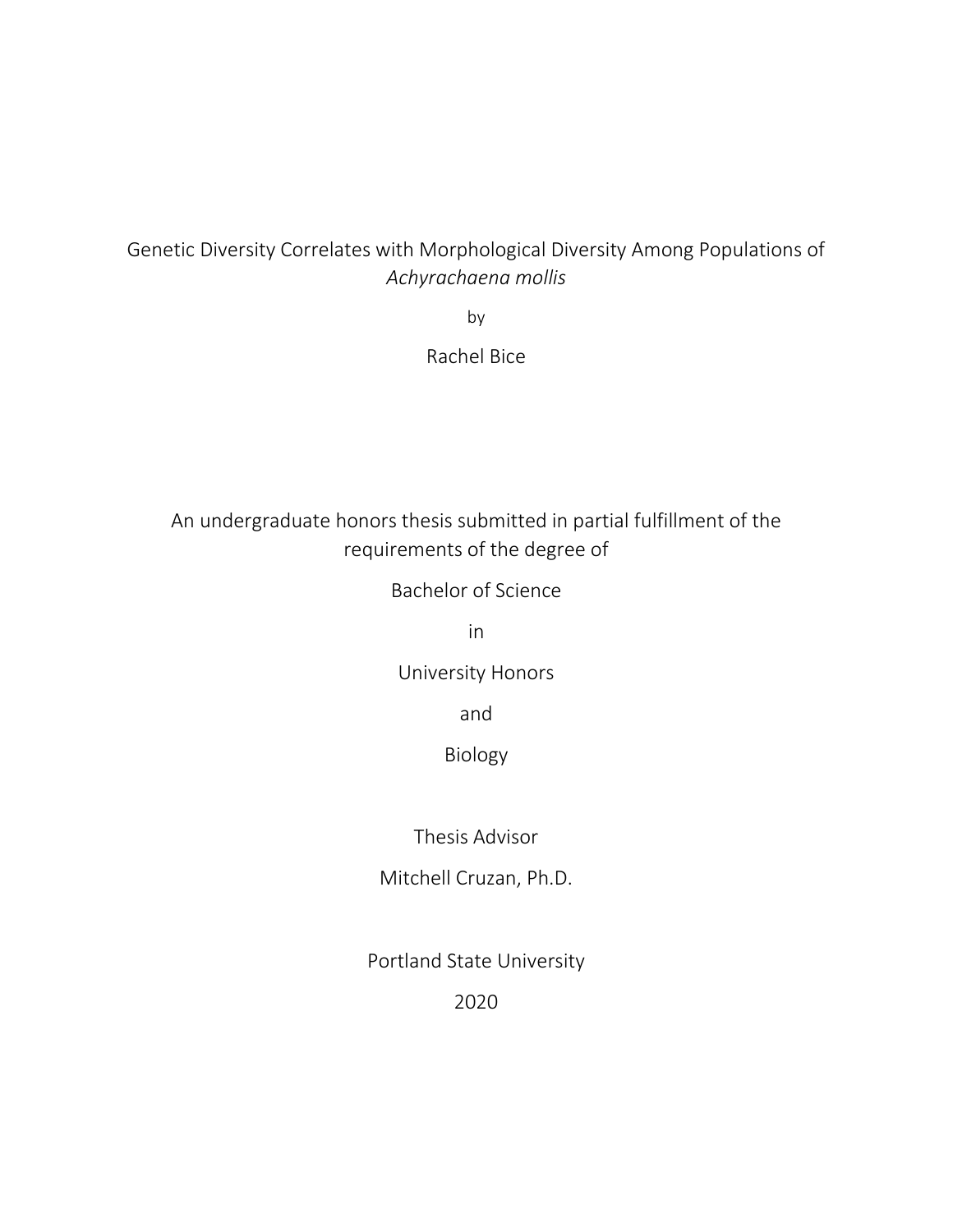# Genetic Diversity Correlates with Morphological Diversity Among Populations of *Achyrachaena mollis*

by

Rachel Bice

An undergraduate honors thesis submitted in partial fulfillment of the requirements of the degree of

Bachelor of Science

in

University Honors

and

Biology

Thesis Advisor

Mitchell Cruzan, Ph.D.

Portland State University

2020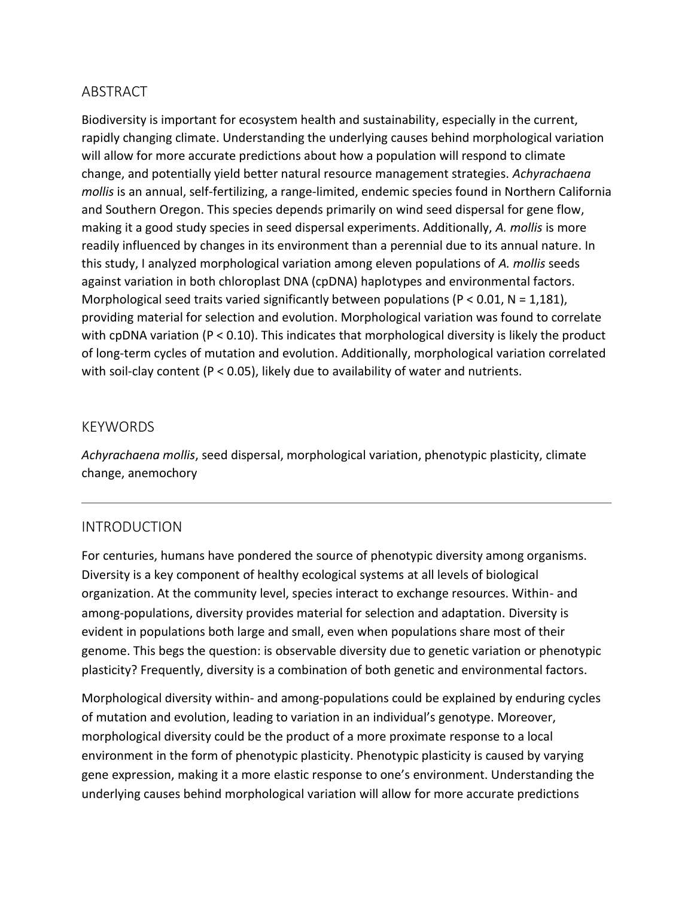## ABSTRACT

Biodiversity is important for ecosystem health and sustainability, especially in the current, rapidly changing climate. Understanding the underlying causes behind morphological variation will allow for more accurate predictions about how a population will respond to climate change, and potentially yield better natural resource management strategies. *Achyrachaena mollis* is an annual, self-fertilizing, a range-limited, endemic species found in Northern California and Southern Oregon. This species depends primarily on wind seed dispersal for gene flow, making it a good study species in seed dispersal experiments. Additionally, *A. mollis* is more readily influenced by changes in its environment than a perennial due to its annual nature. In this study, I analyzed morphological variation among eleven populations of *A. mollis* seeds against variation in both chloroplast DNA (cpDNA) haplotypes and environmental factors. Morphological seed traits varied significantly between populations ($P < 0.01$, $N = 1{,}181$), providing material for selection and evolution. Morphological variation was found to correlate with cpDNA variation ($P < 0.10$). This indicates that morphological diversity is likely the product of long-term cycles of mutation and evolution. Additionally, morphological variation correlated with soil-clay content ($P < 0.05$), likely due to availability of water and nutrients.

## KEYWORDS

*Achyrachaena mollis*, seed dispersal, morphological variation, phenotypic plasticity, climate change, anemochory

---

## INTRODUCTION

For centuries, humans have pondered the source of phenotypic diversity among organisms. Diversity is a key component of healthy ecological systems at all levels of biological organization. At the community level, species interact to exchange resources. Within- and among-populations, diversity provides material for selection and adaptation. Diversity is evident in populations both large and small, even when populations share most of their genome. This begs the question: is observable diversity due to genetic variation or phenotypic plasticity? Frequently, diversity is a combination of both genetic and environmental factors.

Morphological diversity within- and among-populations could be explained by enduring cycles of mutation and evolution, leading to variation in an individual's genotype. Moreover, morphological diversity could be the product of a more proximate response to a local environment in the form of phenotypic plasticity. Phenotypic plasticity is caused by varying gene expression, making it a more elastic response to one's environment. Understanding the underlying causes behind morphological variation will allow for more accurate predictions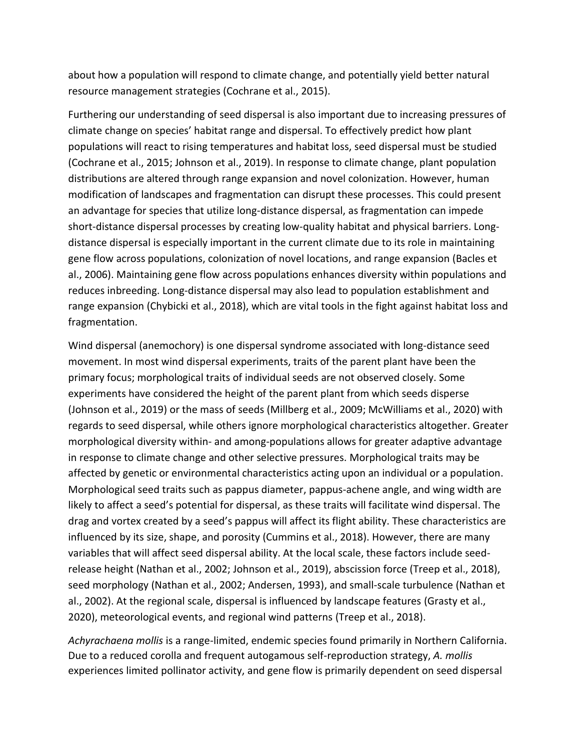about how a population will respond to climate change, and potentially yield better natural resource management strategies (Cochrane et al., 2015).

Furthering our understanding of seed dispersal is also important due to increasing pressures of climate change on species' habitat range and dispersal. To effectively predict how plant populations will react to rising temperatures and habitat loss, seed dispersal must be studied (Cochrane et al., 2015; Johnson et al., 2019). In response to climate change, plant population distributions are altered through range expansion and novel colonization. However, human modification of landscapes and fragmentation can disrupt these processes. This could present an advantage for species that utilize long-distance dispersal, as fragmentation can impede short-distance dispersal processes by creating low-quality habitat and physical barriers. Long-distance dispersal is especially important in the current climate due to its role in maintaining gene flow across populations, colonization of novel locations, and range expansion (Bacles et al., 2006). Maintaining gene flow across populations enhances diversity within populations and reduces inbreeding. Long-distance dispersal may also lead to population establishment and range expansion (Chybicki et al., 2018), which are vital tools in the fight against habitat loss and fragmentation.

Wind dispersal (anemochory) is one dispersal syndrome associated with long-distance seed movement. In most wind dispersal experiments, traits of the parent plant have been the primary focus; morphological traits of individual seeds are not observed closely. Some experiments have considered the height of the parent plant from which seeds disperse (Johnson et al., 2019) or the mass of seeds (Millberg et al., 2009; McWilliams et al., 2020) with regards to seed dispersal, while others ignore morphological characteristics altogether. Greater morphological diversity within- and among-populations allows for greater adaptive advantage in response to climate change and other selective pressures. Morphological traits may be affected by genetic or environmental characteristics acting upon an individual or a population. Morphological seed traits such as pappus diameter, pappus-achene angle, and wing width are likely to affect a seed's potential for dispersal, as these traits will facilitate wind dispersal. The drag and vortex created by a seed's pappus will affect its flight ability. These characteristics are influenced by its size, shape, and porosity (Cummins et al., 2018). However, there are many variables that will affect seed dispersal ability. At the local scale, these factors include seed-release height (Nathan et al., 2002; Johnson et al., 2019), abscission force (Treep et al., 2018), seed morphology (Nathan et al., 2002; Andersen, 1993), and small-scale turbulence (Nathan et al., 2002). At the regional scale, dispersal is influenced by landscape features (Grasty et al., 2020), meteorological events, and regional wind patterns (Treep et al., 2018).

*Achyrachaena mollis* is a range-limited, endemic species found primarily in Northern California. Due to a reduced corolla and frequent autogamous self-reproduction strategy, *A. mollis* experiences limited pollinator activity, and gene flow is primarily dependent on seed dispersal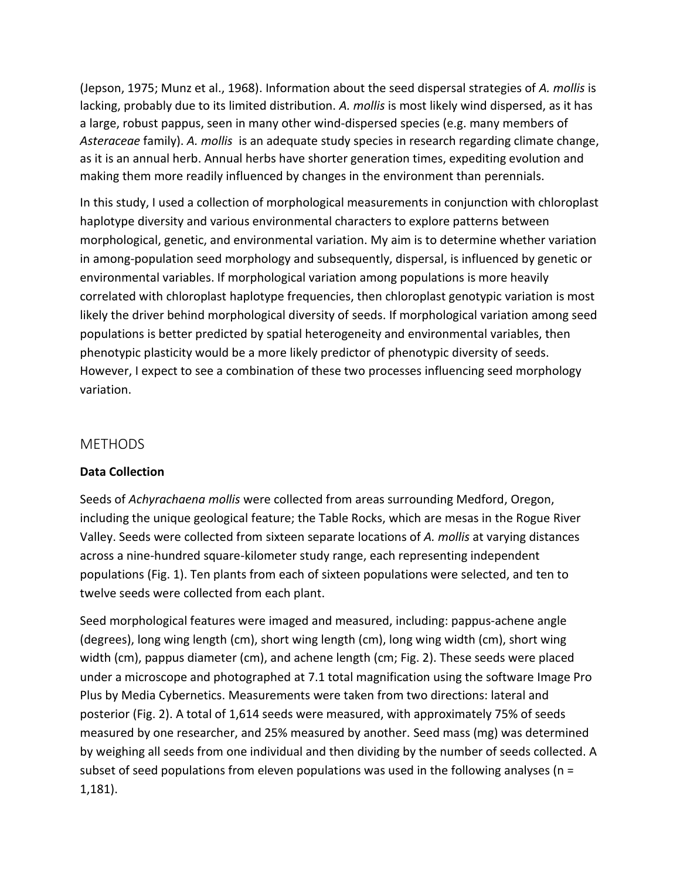(Jepson, 1975; Munz et al., 1968). Information about the seed dispersal strategies of *A. mollis* is lacking, probably due to its limited distribution. *A. mollis* is most likely wind dispersed, as it has a large, robust pappus, seen in many other wind-dispersed species (e.g. many members of *Asteraceae* family). *A. mollis* is an adequate study species in research regarding climate change, as it is an annual herb. Annual herbs have shorter generation times, expediting evolution and making them more readily influenced by changes in the environment than perennials.

In this study, I used a collection of morphological measurements in conjunction with chloroplast haplotype diversity and various environmental characters to explore patterns between morphological, genetic, and environmental variation. My aim is to determine whether variation in among-population seed morphology and subsequently, dispersal, is influenced by genetic or environmental variables. If morphological variation among populations is more heavily correlated with chloroplast haplotype frequencies, then chloroplast genotypic variation is most likely the driver behind morphological diversity of seeds. If morphological variation among seed populations is better predicted by spatial heterogeneity and environmental variables, then phenotypic plasticity would be a more likely predictor of phenotypic diversity of seeds. However, I expect to see a combination of these two processes influencing seed morphology variation.

## METHODS

**Data Collection**

Seeds of *Achyrachaena mollis* were collected from areas surrounding Medford, Oregon, including the unique geological feature; the Table Rocks, which are mesas in the Rogue River Valley. Seeds were collected from sixteen separate locations of *A. mollis* at varying distances across a nine-hundred square-kilometer study range, each representing independent populations (Fig. 1). Ten plants from each of sixteen populations were selected, and ten to twelve seeds were collected from each plant.

Seed morphological features were imaged and measured, including: pappus-achene angle (degrees), long wing length (cm), short wing length (cm), long wing width (cm), short wing width (cm), pappus diameter (cm), and achene length (cm; Fig. 2). These seeds were placed under a microscope and photographed at 7.1 total magnification using the software Image Pro Plus by Media Cybernetics. Measurements were taken from two directions: lateral and posterior (Fig. 2). A total of 1,614 seeds were measured, with approximately 75% of seeds measured by one researcher, and 25% measured by another. Seed mass (mg) was determined by weighing all seeds from one individual and then dividing by the number of seeds collected. A subset of seed populations from eleven populations was used in the following analyses (n = 1,181).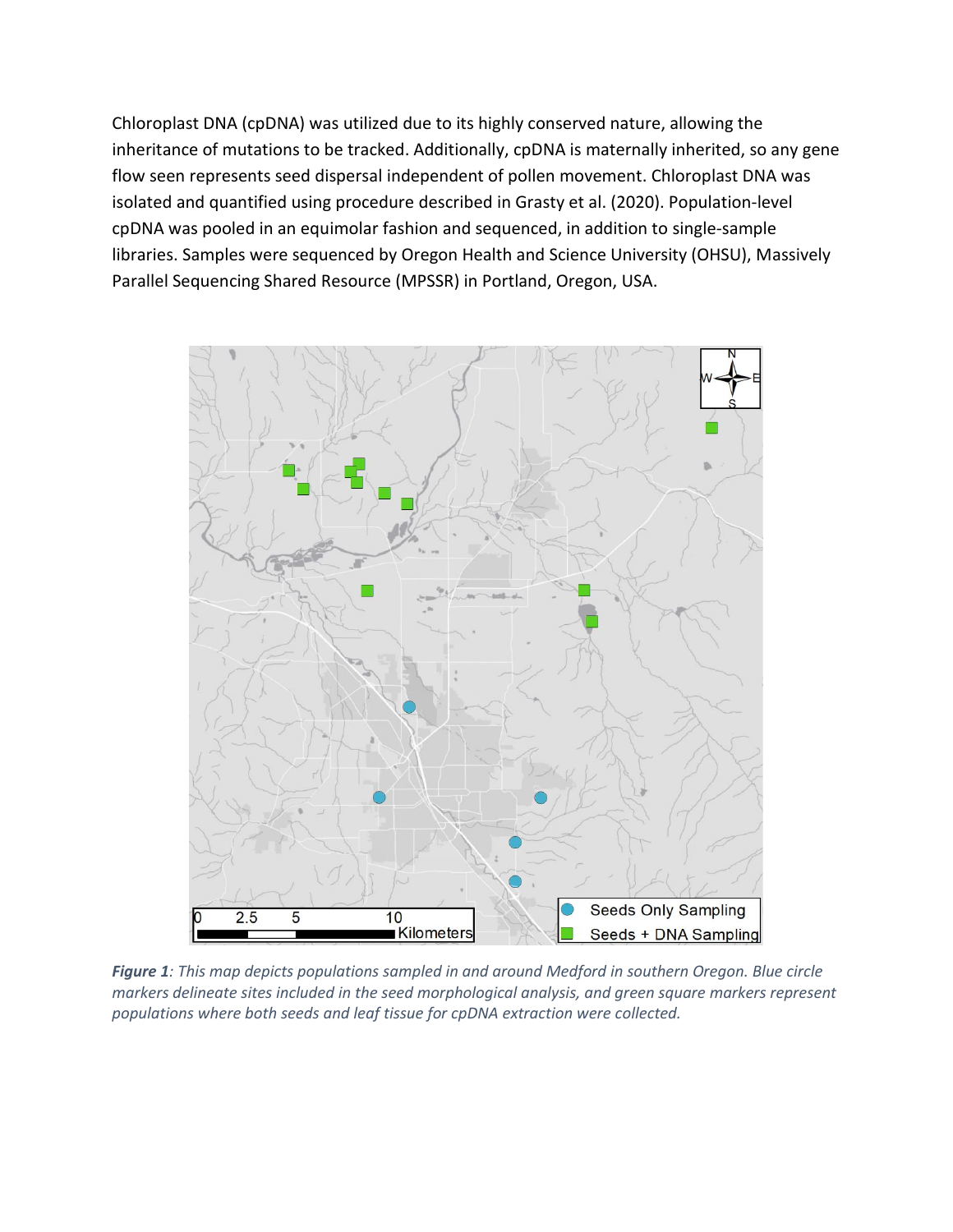Chloroplast DNA (cpDNA) was utilized due to its highly conserved nature, allowing the inheritance of mutations to be tracked. Additionally, cpDNA is maternally inherited, so any gene flow seen represents seed dispersal independent of pollen movement. Chloroplast DNA was isolated and quantified using procedure described in Grasty et al. (2020). Population-level cpDNA was pooled in an equimolar fashion and sequenced, in addition to single-sample libraries. Samples were sequenced by Oregon Health and Science University (OHSU), Massively Parallel Sequencing Shared Resource (MPSSR) in Portland, Oregon, USA.

***Figure 1**: This map depicts populations sampled in and around Medford in southern Oregon. Blue circle markers delineate sites included in the seed morphological analysis, and green square markers represent populations where both seeds and leaf tissue for cpDNA extraction were collected.*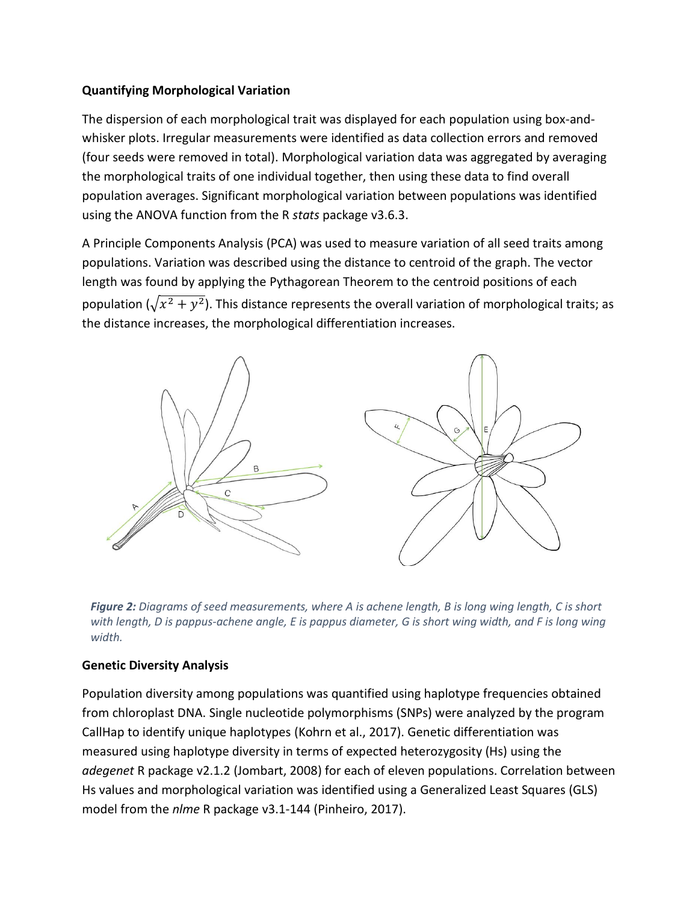### Quantifying Morphological Variation

The dispersion of each morphological trait was displayed for each population using box-and-whisker plots. Irregular measurements were identified as data collection errors and removed (four seeds were removed in total). Morphological variation data was aggregated by averaging the morphological traits of one individual together, then using these data to find overall population averages. Significant morphological variation between populations was identified using the ANOVA function from the R *stats* package v3.6.3.

A Principle Components Analysis (PCA) was used to measure variation of all seed traits among populations. Variation was described using the distance to centroid of the graph. The vector length was found by applying the Pythagorean Theorem to the centroid positions of each population ($\sqrt{x^2 + y^2}$). This distance represents the overall variation of morphological traits; as the distance increases, the morphological differentiation increases.

***Figure 2:*** *Diagrams of seed measurements, where A is achene length, B is long wing length, C is short with length, D is pappus-achene angle, E is pappus diameter, G is short wing width, and F is long wing width.*

### Genetic Diversity Analysis

Population diversity among populations was quantified using haplotype frequencies obtained from chloroplast DNA. Single nucleotide polymorphisms (SNPs) were analyzed by the program CallHap to identify unique haplotypes (Kohrn et al., 2017). Genetic differentiation was measured using haplotype diversity in terms of expected heterozygosity (Hs) using the *adegenet* R package v2.1.2 (Jombart, 2008) for each of eleven populations. Correlation between Hs values and morphological variation was identified using a Generalized Least Squares (GLS) model from the *nlme* R package v3.1-144 (Pinheiro, 2017).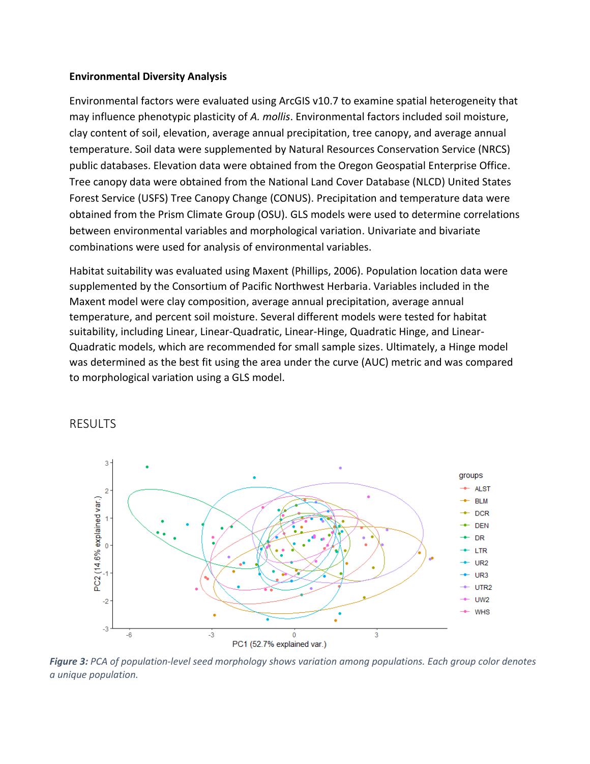**Environmental Diversity Analysis**

Environmental factors were evaluated using ArcGIS v10.7 to examine spatial heterogeneity that may influence phenotypic plasticity of *A. mollis*. Environmental factors included soil moisture, clay content of soil, elevation, average annual precipitation, tree canopy, and average annual temperature. Soil data were supplemented by Natural Resources Conservation Service (NRCS) public databases. Elevation data were obtained from the Oregon Geospatial Enterprise Office. Tree canopy data were obtained from the National Land Cover Database (NLCD) United States Forest Service (USFS) Tree Canopy Change (CONUS). Precipitation and temperature data were obtained from the Prism Climate Group (OSU). GLS models were used to determine correlations between environmental variables and morphological variation. Univariate and bivariate combinations were used for analysis of environmental variables.

Habitat suitability was evaluated using Maxent (Phillips, 2006). Population location data were supplemented by the Consortium of Pacific Northwest Herbaria. Variables included in the Maxent model were clay composition, average annual precipitation, average annual temperature, and percent soil moisture. Several different models were tested for habitat suitability, including Linear, Linear-Quadratic, Linear-Hinge, Quadratic Hinge, and Linear-Quadratic models, which are recommended for small sample sizes. Ultimately, a Hinge model was determined as the best fit using the area under the curve (AUC) metric and was compared to morphological variation using a GLS model.

## RESULTS

*Figure 3: PCA of population-level seed morphology shows variation among populations. Each group color denotes a unique population.*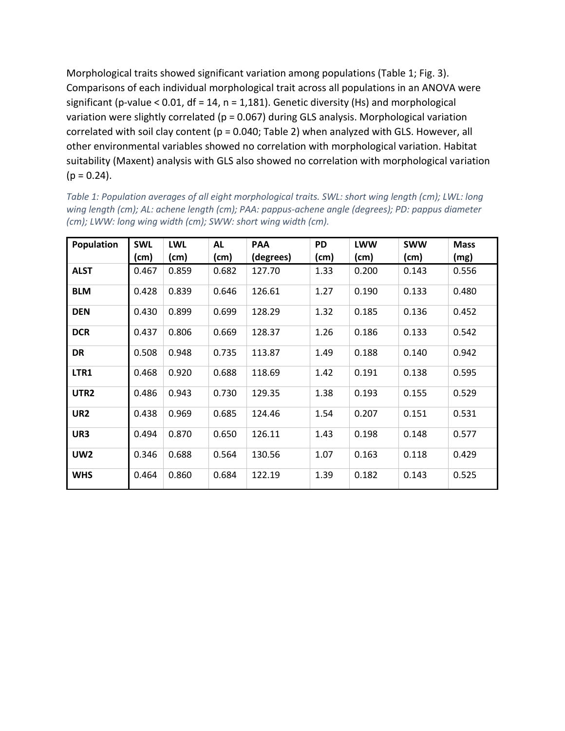Morphological traits showed significant variation among populations (Table 1; Fig. 3). Comparisons of each individual morphological trait across all populations in an ANOVA were significant (p-value < 0.01, df = 14, n = 1,181). Genetic diversity (Hs) and morphological variation were slightly correlated (p = 0.067) during GLS analysis. Morphological variation correlated with soil clay content (p = 0.040; Table 2) when analyzed with GLS. However, all other environmental variables showed no correlation with morphological variation. Habitat suitability (Maxent) analysis with GLS also showed no correlation with morphological variation (p = 0.24).

*Table 1: Population averages of all eight morphological traits. SWL: short wing length (cm); LWL: long wing length (cm); AL: achene length (cm); PAA: pappus-achene angle (degrees); PD: pappus diameter (cm); LWW: long wing width (cm); SWW: short wing width (cm).*

| Population | SWL (cm) | LWL (cm) | AL (cm) | PAA (degrees) | PD (cm) | LWW (cm) | SWW (cm) | Mass (mg) |
|---|---|---|---|---|---|---|---|---|
| ALST | 0.467 | 0.859 | 0.682 | 127.70 | 1.33 | 0.200 | 0.143 | 0.556 |
| BLM | 0.428 | 0.839 | 0.646 | 126.61 | 1.27 | 0.190 | 0.133 | 0.480 |
| DEN | 0.430 | 0.899 | 0.699 | 128.29 | 1.32 | 0.185 | 0.136 | 0.452 |
| DCR | 0.437 | 0.806 | 0.669 | 128.37 | 1.26 | 0.186 | 0.133 | 0.542 |
| DR | 0.508 | 0.948 | 0.735 | 113.87 | 1.49 | 0.188 | 0.140 | 0.942 |
| LTR1 | 0.468 | 0.920 | 0.688 | 118.69 | 1.42 | 0.191 | 0.138 | 0.595 |
| UTR2 | 0.486 | 0.943 | 0.730 | 129.35 | 1.38 | 0.193 | 0.155 | 0.529 |
| UR2 | 0.438 | 0.969 | 0.685 | 124.46 | 1.54 | 0.207 | 0.151 | 0.531 |
| UR3 | 0.494 | 0.870 | 0.650 | 126.11 | 1.43 | 0.198 | 0.148 | 0.577 |
| UW2 | 0.346 | 0.688 | 0.564 | 130.56 | 1.07 | 0.163 | 0.118 | 0.429 |
| WHS | 0.464 | 0.860 | 0.684 | 122.19 | 1.39 | 0.182 | 0.143 | 0.525 |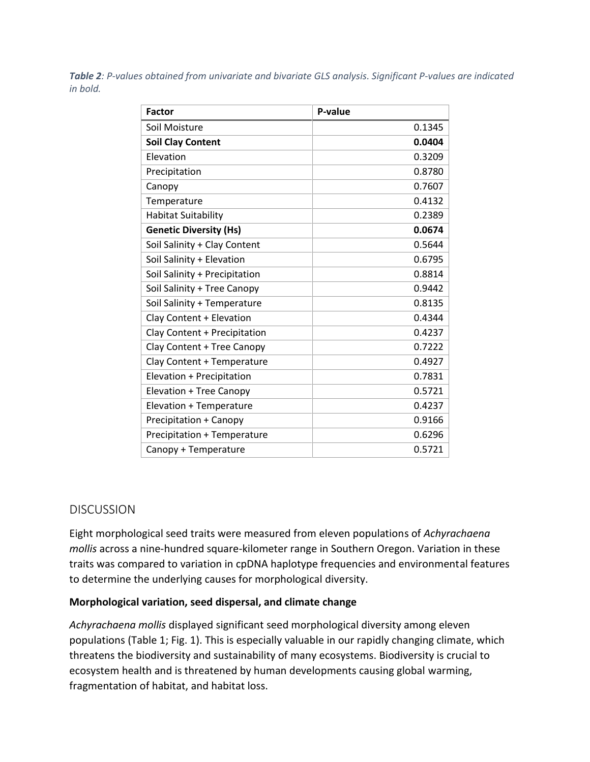***Table 2**: P-values obtained from univariate and bivariate GLS analysis. Significant P-values are indicated in bold.*

| Factor | P-value |
|---|---|
| Soil Moisture | 0.1345 |
| **Soil Clay Content** | **0.0404** |
| Elevation | 0.3209 |
| Precipitation | 0.8780 |
| Canopy | 0.7607 |
| Temperature | 0.4132 |
| Habitat Suitability | 0.2389 |
| **Genetic Diversity (Hs)** | **0.0674** |
| Soil Salinity + Clay Content | 0.5644 |
| Soil Salinity + Elevation | 0.6795 |
| Soil Salinity + Precipitation | 0.8814 |
| Soil Salinity + Tree Canopy | 0.9442 |
| Soil Salinity + Temperature | 0.8135 |
| Clay Content + Elevation | 0.4344 |
| Clay Content + Precipitation | 0.4237 |
| Clay Content + Tree Canopy | 0.7222 |
| Clay Content + Temperature | 0.4927 |
| Elevation + Precipitation | 0.7831 |
| Elevation + Tree Canopy | 0.5721 |
| Elevation + Temperature | 0.4237 |
| Precipitation + Canopy | 0.9166 |
| Precipitation + Temperature | 0.6296 |
| Canopy + Temperature | 0.5721 |

## DISCUSSION

Eight morphological seed traits were measured from eleven populations of *Achyrachaena mollis* across a nine-hundred square-kilometer range in Southern Oregon. Variation in these traits was compared to variation in cpDNA haplotype frequencies and environmental features to determine the underlying causes for morphological diversity.

### Morphological variation, seed dispersal, and climate change

*Achyrachaena mollis* displayed significant seed morphological diversity among eleven populations (Table 1; Fig. 1). This is especially valuable in our rapidly changing climate, which threatens the biodiversity and sustainability of many ecosystems. Biodiversity is crucial to ecosystem health and is threatened by human developments causing global warming, fragmentation of habitat, and habitat loss.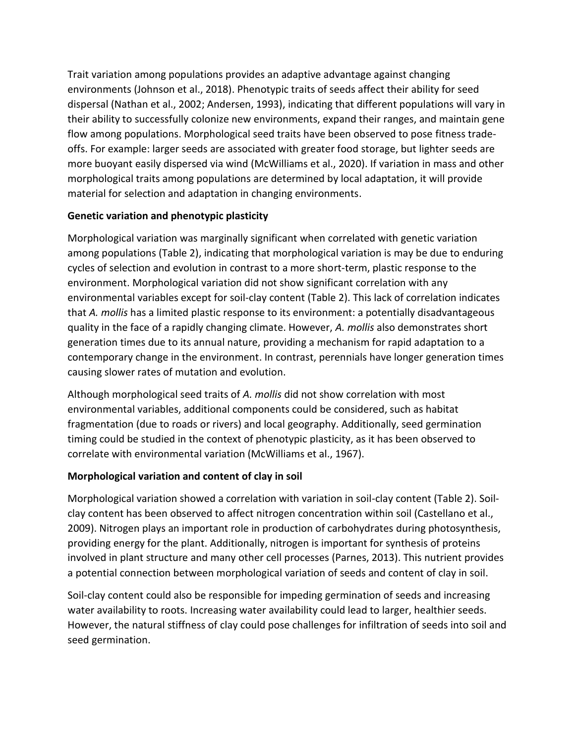Trait variation among populations provides an adaptive advantage against changing environments (Johnson et al., 2018). Phenotypic traits of seeds affect their ability for seed dispersal (Nathan et al., 2002; Andersen, 1993), indicating that different populations will vary in their ability to successfully colonize new environments, expand their ranges, and maintain gene flow among populations. Morphological seed traits have been observed to pose fitness trade-offs. For example: larger seeds are associated with greater food storage, but lighter seeds are more buoyant easily dispersed via wind (McWilliams et al., 2020). If variation in mass and other morphological traits among populations are determined by local adaptation, it will provide material for selection and adaptation in changing environments.

**Genetic variation and phenotypic plasticity**

Morphological variation was marginally significant when correlated with genetic variation among populations (Table 2), indicating that morphological variation is may be due to enduring cycles of selection and evolution in contrast to a more short-term, plastic response to the environment. Morphological variation did not show significant correlation with any environmental variables except for soil-clay content (Table 2). This lack of correlation indicates that *A. mollis* has a limited plastic response to its environment: a potentially disadvantageous quality in the face of a rapidly changing climate. However, *A. mollis* also demonstrates short generation times due to its annual nature, providing a mechanism for rapid adaptation to a contemporary change in the environment. In contrast, perennials have longer generation times causing slower rates of mutation and evolution.

Although morphological seed traits of *A. mollis* did not show correlation with most environmental variables, additional components could be considered, such as habitat fragmentation (due to roads or rivers) and local geography. Additionally, seed germination timing could be studied in the context of phenotypic plasticity, as it has been observed to correlate with environmental variation (McWilliams et al., 1967).

**Morphological variation and content of clay in soil**

Morphological variation showed a correlation with variation in soil-clay content (Table 2). Soil-clay content has been observed to affect nitrogen concentration within soil (Castellano et al., 2009). Nitrogen plays an important role in production of carbohydrates during photosynthesis, providing energy for the plant. Additionally, nitrogen is important for synthesis of proteins involved in plant structure and many other cell processes (Parnes, 2013). This nutrient provides a potential connection between morphological variation of seeds and content of clay in soil.

Soil-clay content could also be responsible for impeding germination of seeds and increasing water availability to roots. Increasing water availability could lead to larger, healthier seeds. However, the natural stiffness of clay could pose challenges for infiltration of seeds into soil and seed germination.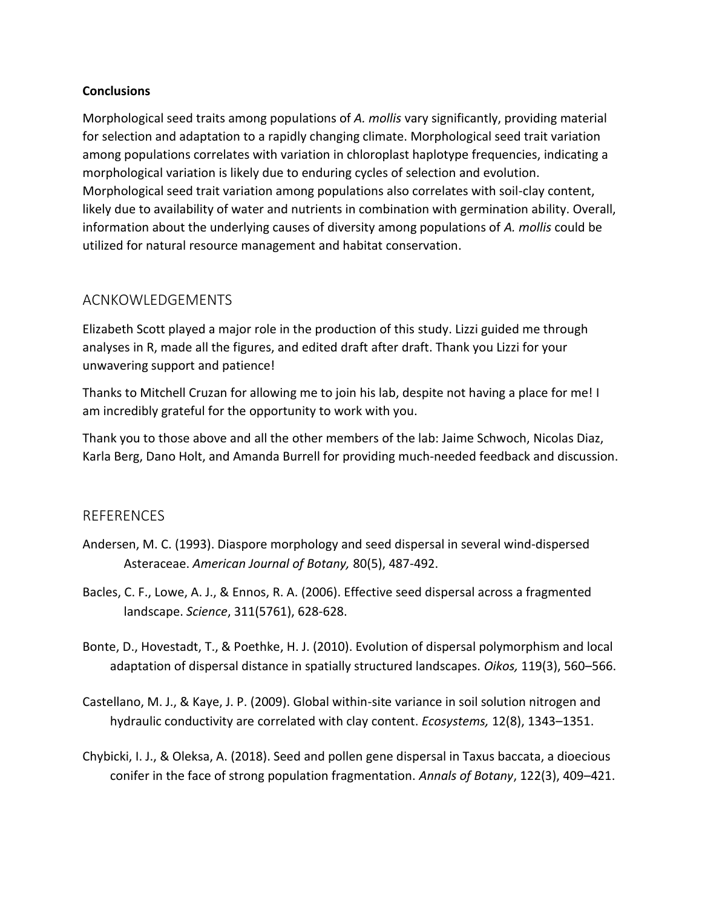**Conclusions**

Morphological seed traits among populations of *A. mollis* vary significantly, providing material for selection and adaptation to a rapidly changing climate. Morphological seed trait variation among populations correlates with variation in chloroplast haplotype frequencies, indicating a morphological variation is likely due to enduring cycles of selection and evolution. Morphological seed trait variation among populations also correlates with soil-clay content, likely due to availability of water and nutrients in combination with germination ability. Overall, information about the underlying causes of diversity among populations of *A. mollis* could be utilized for natural resource management and habitat conservation.

## ACNKOWLEDGEMENTS

Elizabeth Scott played a major role in the production of this study. Lizzi guided me through analyses in R, made all the figures, and edited draft after draft. Thank you Lizzi for your unwavering support and patience!

Thanks to Mitchell Cruzan for allowing me to join his lab, despite not having a place for me! I am incredibly grateful for the opportunity to work with you.

Thank you to those above and all the other members of the lab: Jaime Schwoch, Nicolas Diaz, Karla Berg, Dano Holt, and Amanda Burrell for providing much-needed feedback and discussion.

## REFERENCES

Andersen, M. C. (1993). Diaspore morphology and seed dispersal in several wind-dispersed Asteraceae. *American Journal of Botany,* 80(5), 487-492.

Bacles, C. F., Lowe, A. J., & Ennos, R. A. (2006). Effective seed dispersal across a fragmented landscape. *Science*, 311(5761), 628-628.

Bonte, D., Hovestadt, T., & Poethke, H. J. (2010). Evolution of dispersal polymorphism and local adaptation of dispersal distance in spatially structured landscapes. *Oikos,* 119(3), 560–566.

Castellano, M. J., & Kaye, J. P. (2009). Global within-site variance in soil solution nitrogen and hydraulic conductivity are correlated with clay content. *Ecosystems,* 12(8), 1343–1351.

Chybicki, I. J., & Oleksa, A. (2018). Seed and pollen gene dispersal in Taxus baccata, a dioecious conifer in the face of strong population fragmentation. *Annals of Botany*, 122(3), 409–421.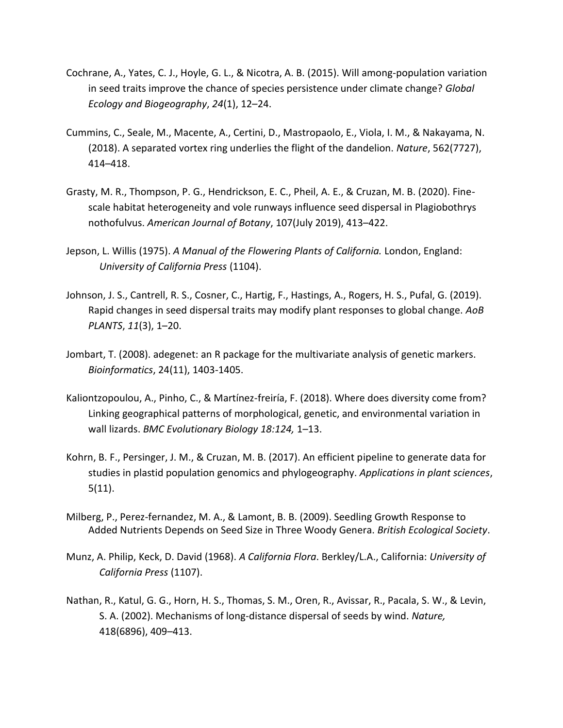Cochrane, A., Yates, C. J., Hoyle, G. L., & Nicotra, A. B. (2015). Will among-population variation in seed traits improve the chance of species persistence under climate change? *Global Ecology and Biogeography*, *24*(1), 12–24.

Cummins, C., Seale, M., Macente, A., Certini, D., Mastropaolo, E., Viola, I. M., & Nakayama, N. (2018). A separated vortex ring underlies the flight of the dandelion. *Nature*, 562(7727), 414–418.

Grasty, M. R., Thompson, P. G., Hendrickson, E. C., Pheil, A. E., & Cruzan, M. B. (2020). Fine-scale habitat heterogeneity and vole runways influence seed dispersal in Plagiobothrys nothofulvus. *American Journal of Botany*, 107(July 2019), 413–422.

Jepson, L. Willis (1975). *A Manual of the Flowering Plants of California.* London, England: *University of California Press* (1104).

Johnson, J. S., Cantrell, R. S., Cosner, C., Hartig, F., Hastings, A., Rogers, H. S., Pufal, G. (2019). Rapid changes in seed dispersal traits may modify plant responses to global change. *AoB PLANTS*, *11*(3), 1–20.

Jombart, T. (2008). adegenet: an R package for the multivariate analysis of genetic markers. *Bioinformatics*, 24(11), 1403-1405.

Kaliontzopoulou, A., Pinho, C., & Martínez-freiría, F. (2018). Where does diversity come from? Linking geographical patterns of morphological, genetic, and environmental variation in wall lizards. *BMC Evolutionary Biology 18:124,* 1–13.

Kohrn, B. F., Persinger, J. M., & Cruzan, M. B. (2017). An efficient pipeline to generate data for studies in plastid population genomics and phylogeography. *Applications in plant sciences*, 5(11).

Milberg, P., Perez-fernandez, M. A., & Lamont, B. B. (2009). Seedling Growth Response to Added Nutrients Depends on Seed Size in Three Woody Genera. *British Ecological Society*.

Munz, A. Philip, Keck, D. David (1968). *A California Flora*. Berkley/L.A., California: *University of California Press* (1107).

Nathan, R., Katul, G. G., Horn, H. S., Thomas, S. M., Oren, R., Avissar, R., Pacala, S. W., & Levin, S. A. (2002). Mechanisms of long-distance dispersal of seeds by wind. *Nature,* 418(6896), 409–413.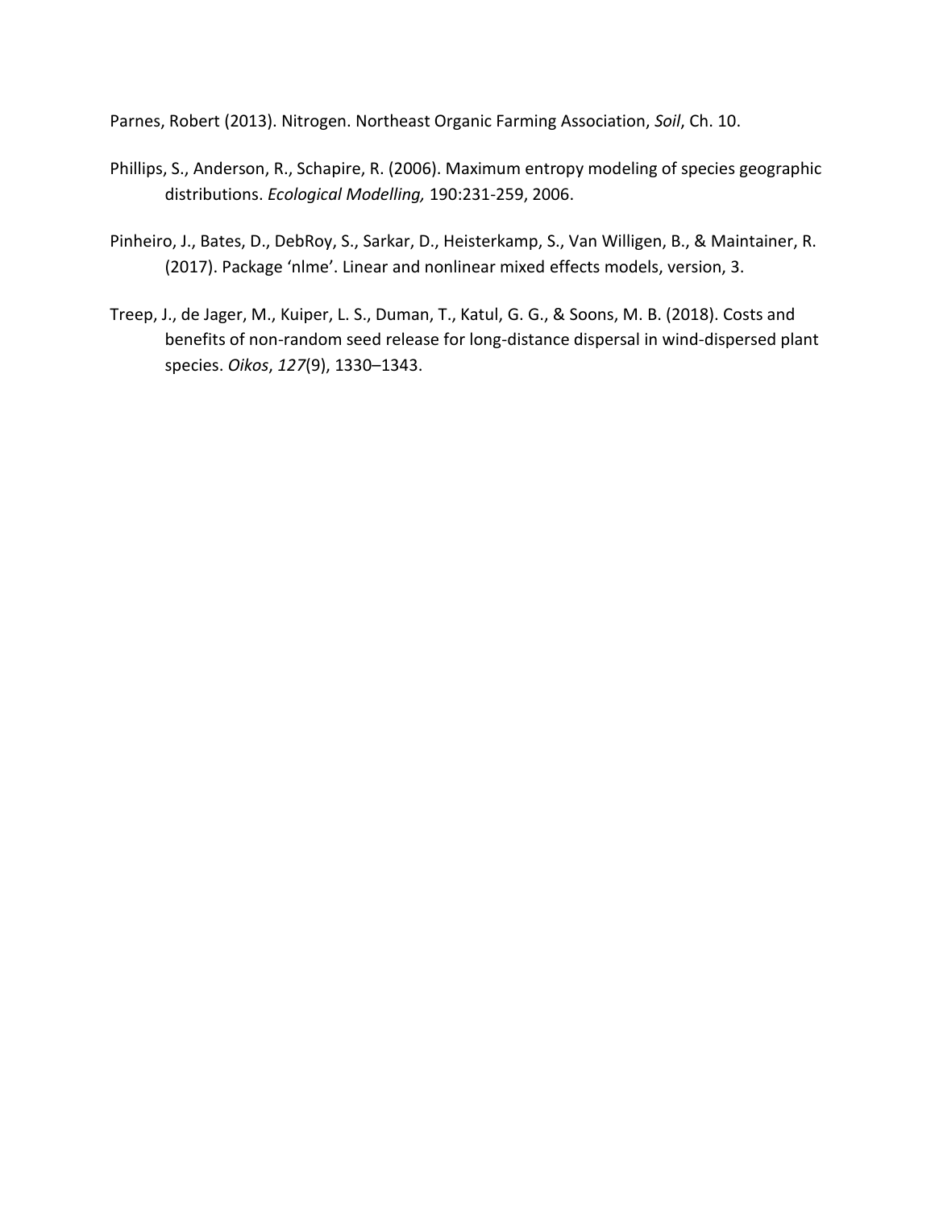Parnes, Robert (2013). Nitrogen. Northeast Organic Farming Association, *Soil*, Ch. 10.

Phillips, S., Anderson, R., Schapire, R. (2006). Maximum entropy modeling of species geographic distributions. *Ecological Modelling,* 190:231-259, 2006.

Pinheiro, J., Bates, D., DebRoy, S., Sarkar, D., Heisterkamp, S., Van Willigen, B., & Maintainer, R. (2017). Package 'nlme'. Linear and nonlinear mixed effects models, version, 3.

Treep, J., de Jager, M., Kuiper, L. S., Duman, T., Katul, G. G., & Soons, M. B. (2018). Costs and benefits of non-random seed release for long-distance dispersal in wind-dispersed plant species. *Oikos*, *127*(9), 1330–1343.